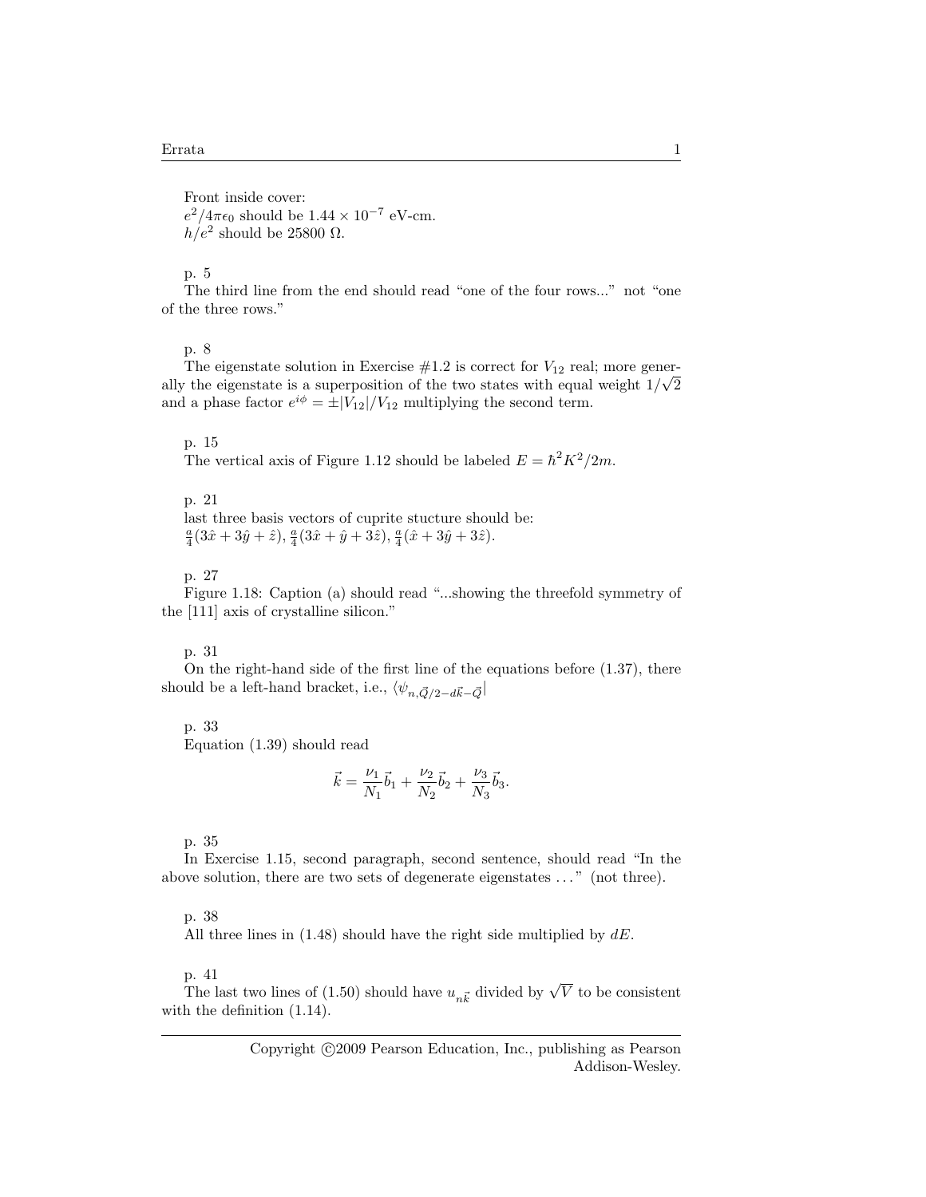Front inside cover:
$e^2/4\pi\epsilon_0$ should be $1.44 \times 10^{-7}$ eV-cm.
$h/e^2$ should be 25800 Ω.

p. 5
The third line from the end should read "one of the four rows..." not "one of the three rows."

p. 8
The eigenstate solution in Exercise #1.2 is correct for $V_{12}$ real; more generally the eigenstate is a superposition of the two states with equal weight $1/\sqrt{2}$ and a phase factor $e^{i\phi} = \pm|V_{12}|/V_{12}$ multiplying the second term.

p. 15
The vertical axis of Figure 1.12 should be labeled $E = \hbar^2 K^2/2m$.

p. 21
last three basis vectors of cuprite stucture should be:
$\frac{a}{4}(3\hat{x} + 3\hat{y} + \hat{z})$, $\frac{a}{4}(3\hat{x} + \hat{y} + 3\hat{z})$, $\frac{a}{4}(\hat{x} + 3\hat{y} + 3\hat{z})$.

p. 27
Figure 1.18: Caption (a) should read "...showing the threefold symmetry of the [111] axis of crystalline silicon."

p. 31
On the right-hand side of the first line of the equations before (1.37), there should be a left-hand bracket, i.e., $\langle \psi_{n,\vec{Q}/2-d\vec{k}-\vec{Q}}|$

p. 33
Equation (1.39) should read

$$\vec{k} = \frac{\nu_1}{N_1}\vec{b}_1 + \frac{\nu_2}{N_2}\vec{b}_2 + \frac{\nu_3}{N_3}\vec{b}_3.$$

p. 35
In Exercise 1.15, second paragraph, second sentence, should read "In the above solution, there are two sets of degenerate eigenstates ..." (not three).

p. 38
All three lines in (1.48) should have the right side multiplied by $dE$.

p. 41
The last two lines of (1.50) should have $u_{n\vec{k}}$ divided by $\sqrt{V}$ to be consistent with the definition (1.14).

Copyright ©2009 Pearson Education, Inc., publishing as Pearson Addison-Wesley.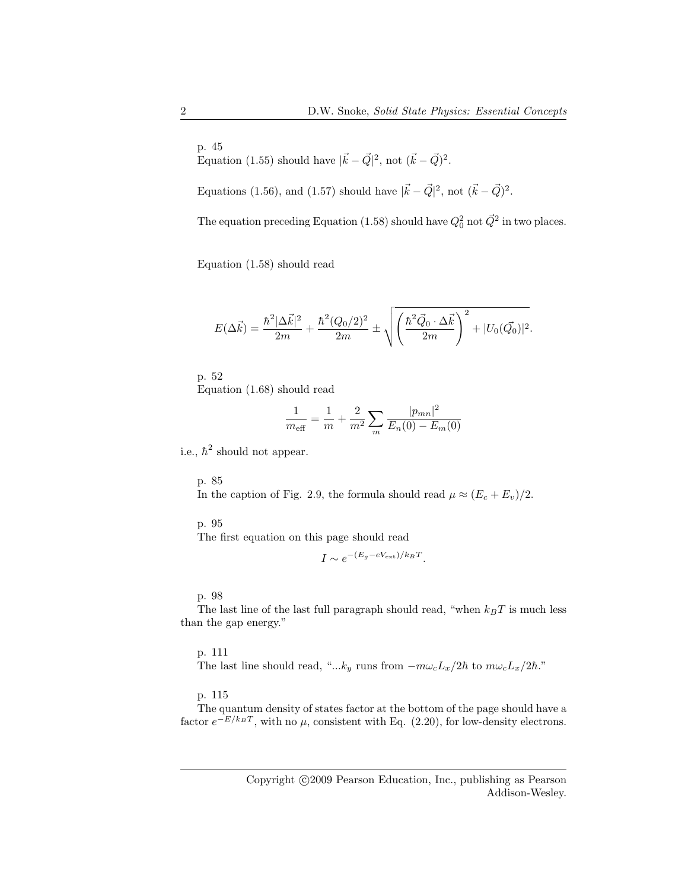p. 45
Equation (1.55) should have $|\vec{k}-\vec{Q}|^2$, not $(\vec{k}-\vec{Q})^2$.

Equations (1.56), and (1.57) should have $|\vec{k}-\vec{Q}|^2$, not $(\vec{k}-\vec{Q})^2$.

The equation preceding Equation (1.58) should have $Q_0^2$ not $\vec{Q}^2$ in two places.

Equation (1.58) should read

$$E(\Delta\vec{k}) = \frac{\hbar^2|\Delta\vec{k}|^2}{2m} + \frac{\hbar^2(Q_0/2)^2}{2m} \pm \sqrt{\left(\frac{\hbar^2\vec{Q}_0\cdot\Delta\vec{k}}{2m}\right)^2 + |U_0(\vec{Q_0})|^2}.$$

p. 52
Equation (1.68) should read

$$\frac{1}{m_{\text{eff}}} = \frac{1}{m} + \frac{2}{m^2}\sum_m \frac{|p_{mn}|^2}{E_n(0)-E_m(0)}$$

i.e., $\hbar^2$ should not appear.

p. 85
In the caption of Fig. 2.9, the formula should read $\mu \approx (E_c+E_v)/2$.

p. 95
The first equation on this page should read

$$I \sim e^{-(E_g-eV_{\text{ext}})/k_BT}.$$

p. 98
The last line of the last full paragraph should read, "when $k_BT$ is much less than the gap energy."

p. 111
The last line should read, "...$k_y$ runs from $-m\omega_cL_x/2\hbar$ to $m\omega_cL_x/2\hbar$."

p. 115
The quantum density of states factor at the bottom of the page should have a factor $e^{-E/k_BT}$, with no $\mu$, consistent with Eq. (2.20), for low-density electrons.

Copyright ©2009 Pearson Education, Inc., publishing as Pearson Addison-Wesley.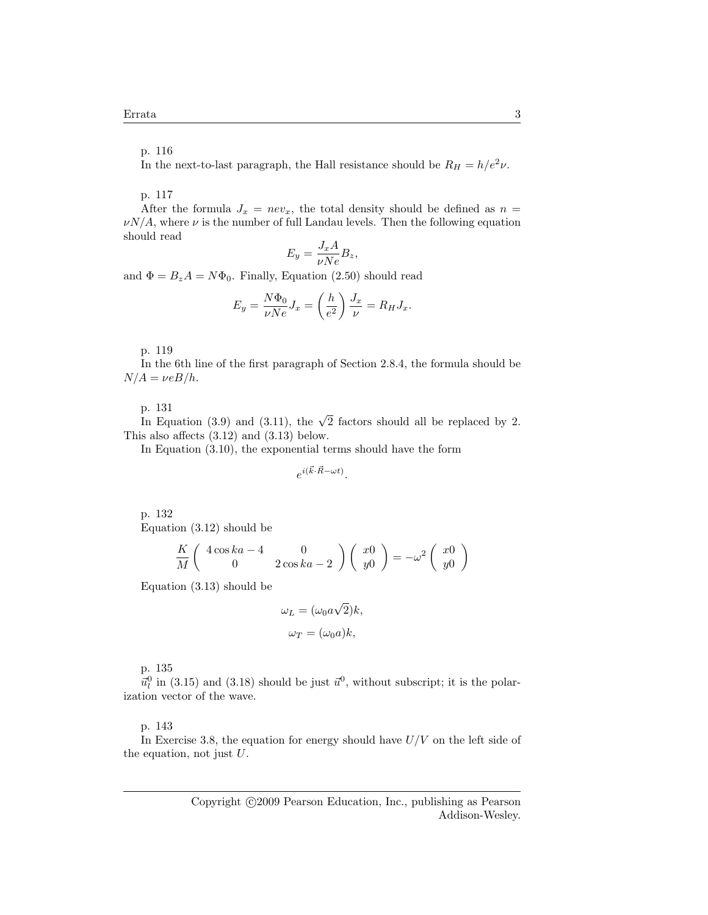p. 116

In the next-to-last paragraph, the Hall resistance should be $R_H = h/e^2\nu$.

p. 117

After the formula $J_x = nev_x$, the total density should be defined as $n = \nu N/A$, where $\nu$ is the number of full Landau levels. Then the following equation should read

$$E_y = \frac{J_x A}{\nu N e} B_z,$$

and $\Phi = B_z A = N\Phi_0$. Finally, Equation (2.50) should read

$$E_y = \frac{N\Phi_0}{\nu N e} J_x = \left(\frac{h}{e^2}\right)\frac{J_x}{\nu} = R_H J_x.$$

p. 119

In the 6th line of the first paragraph of Section 2.8.4, the formula should be $N/A = \nu e B/h$.

p. 131

In Equation (3.9) and (3.11), the $\sqrt{2}$ factors should all be replaced by 2. This also affects (3.12) and (3.13) below.

In Equation (3.10), the exponential terms should have the form

$$e^{i(\vec{k}\cdot\vec{R}-\omega t)}.$$

p. 132

Equation (3.12) should be

$$\frac{K}{M}\left(\begin{array}{cc} 4\cos ka - 4 & 0 \\ 0 & 2\cos ka - 2 \end{array}\right)\left(\begin{array}{c} x0 \\ y0 \end{array}\right) = -\omega^2\left(\begin{array}{c} x0 \\ y0 \end{array}\right)$$

Equation (3.13) should be

$$\omega_L = (\omega_0 a\sqrt{2})k,$$

$$\omega_T = (\omega_0 a)k,$$

p. 135

$\vec{u}_l^0$ in (3.15) and (3.18) should be just $\vec{u}^0$, without subscript; it is the polarization vector of the wave.

p. 143

In Exercise 3.8, the equation for energy should have $U/V$ on the left side of the equation, not just $U$.

Copyright ©2009 Pearson Education, Inc., publishing as Pearson Addison-Wesley.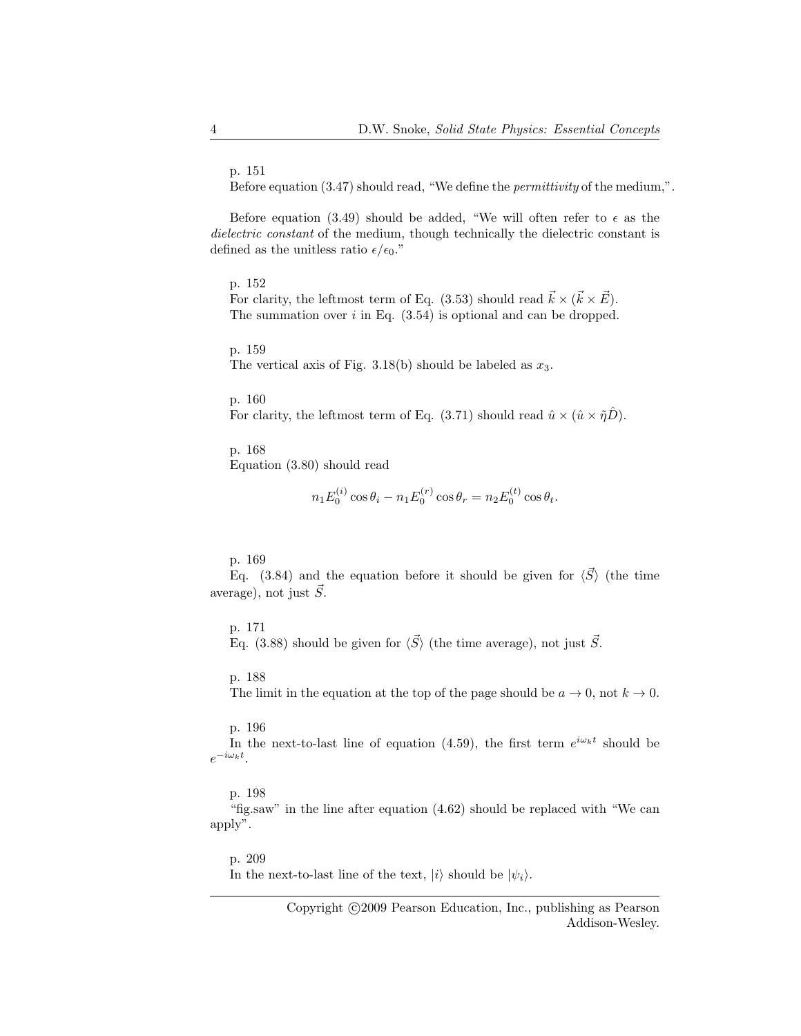p. 151

Before equation (3.47) should read, "We define the *permittivity* of the medium,".

Before equation (3.49) should be added, "We will often refer to $\epsilon$ as the *dielectric constant* of the medium, though technically the dielectric constant is defined as the unitless ratio $\epsilon/\epsilon_0$."

p. 152

For clarity, the leftmost term of Eq. (3.53) should read $\vec{k} \times (\vec{k} \times \vec{E})$.
The summation over $i$ in Eq. (3.54) is optional and can be dropped.

p. 159

The vertical axis of Fig. 3.18(b) should be labeled as $x_3$.

p. 160

For clarity, the leftmost term of Eq. (3.71) should read $\hat{u} \times (\hat{u} \times \tilde{\eta}\hat{D})$.

p. 168

Equation (3.80) should read

$$n_1 E_0^{(i)} \cos\theta_i - n_1 E_0^{(r)} \cos\theta_r = n_2 E_0^{(t)} \cos\theta_t.$$

p. 169

Eq. (3.84) and the equation before it should be given for $\langle\vec{S}\rangle$ (the time average), not just $\vec{S}$.

p. 171

Eq. (3.88) should be given for $\langle\vec{S}\rangle$ (the time average), not just $\vec{S}$.

p. 188

The limit in the equation at the top of the page should be $a \to 0$, not $k \to 0$.

p. 196

In the next-to-last line of equation (4.59), the first term $e^{i\omega_k t}$ should be $e^{-i\omega_k t}$.

p. 198

"fig.saw" in the line after equation (4.62) should be replaced with "We can apply".

p. 209

In the next-to-last line of the text, $|i\rangle$ should be $|\psi_i\rangle$.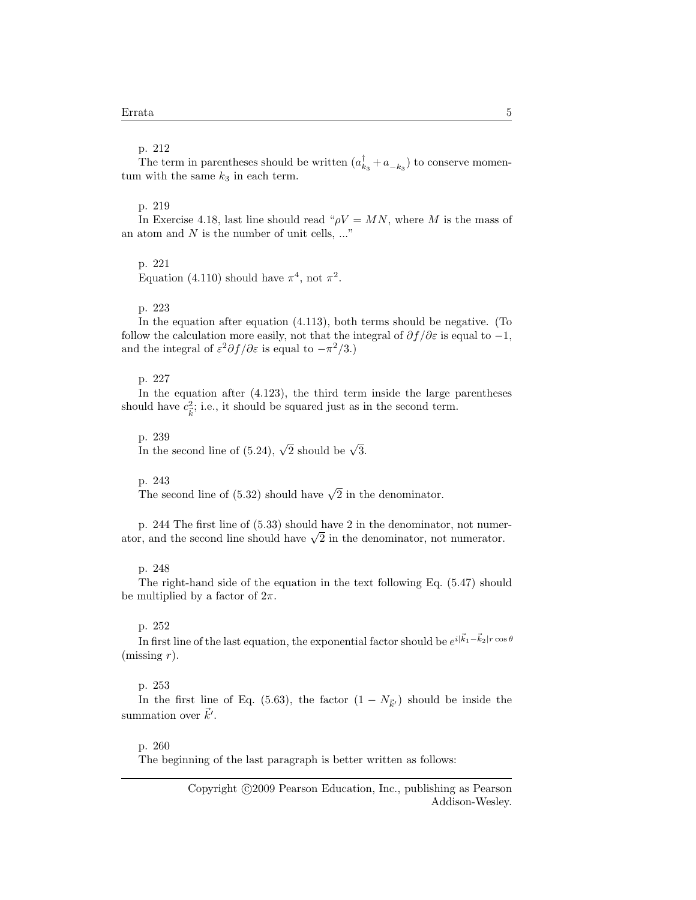p. 212

The term in parentheses should be written $(a^\dagger_{k_3} + a_{-k_3})$ to conserve momentum with the same $k_3$ in each term.

p. 219

In Exercise 4.18, last line should read "$\rho V = MN$, where $M$ is the mass of an atom and $N$ is the number of unit cells, ..."

p. 221

Equation (4.110) should have $\pi^4$, not $\pi^2$.

p. 223

In the equation after equation (4.113), both terms should be negative. (To follow the calculation more easily, not that the integral of $\partial f/\partial\varepsilon$ is equal to $-1$, and the integral of $\varepsilon^2 \partial f/\partial\varepsilon$ is equal to $-\pi^2/3$.)

p. 227

In the equation after (4.123), the third term inside the large parentheses should have $c^2_{\vec{k}}$; i.e., it should be squared just as in the second term.

p. 239

In the second line of (5.24), $\sqrt{2}$ should be $\sqrt{3}$.

p. 243

The second line of (5.32) should have $\sqrt{2}$ in the denominator.

p. 244 The first line of (5.33) should have 2 in the denominator, not numerator, and the second line should have $\sqrt{2}$ in the denominator, not numerator.

p. 248

The right-hand side of the equation in the text following Eq. (5.47) should be multiplied by a factor of $2\pi$.

p. 252

In first line of the last equation, the exponential factor should be $e^{i|\vec{k}_1 - \vec{k}_2| r\cos\theta}$ (missing $r$).

p. 253

In the first line of Eq. (5.63), the factor $(1 - N_{\vec{k}'})$ should be inside the summation over $\vec{k}'$.

p. 260

The beginning of the last paragraph is better written as follows:

Copyright ©2009 Pearson Education, Inc., publishing as Pearson Addison-Wesley.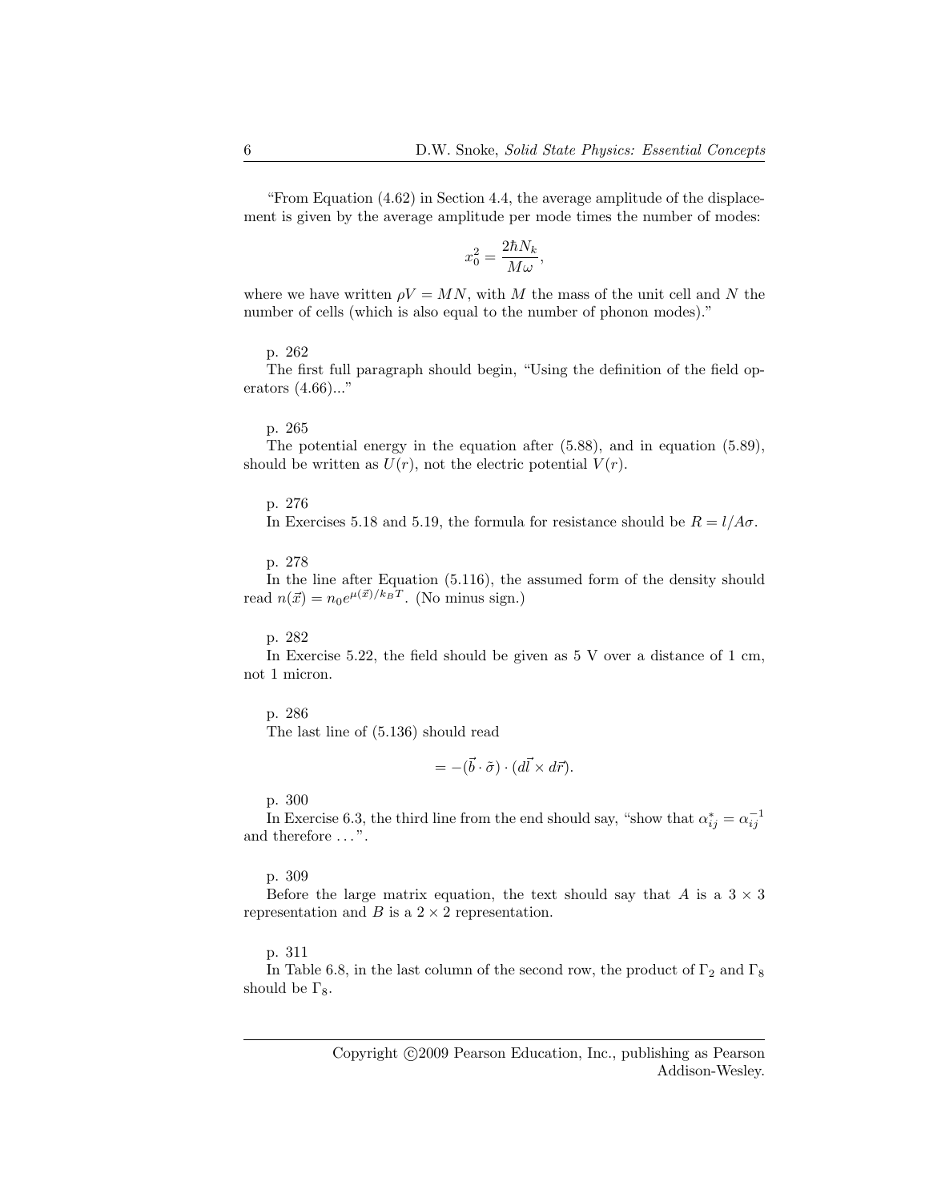"From Equation (4.62) in Section 4.4, the average amplitude of the displacement is given by the average amplitude per mode times the number of modes:

$$x_0^2 = \frac{2\hbar N_k}{M\omega},$$

where we have written $\rho V = MN$, with $M$ the mass of the unit cell and $N$ the number of cells (which is also equal to the number of phonon modes)."

p. 262

The first full paragraph should begin, "Using the definition of the field operators (4.66)..."

p. 265

The potential energy in the equation after (5.88), and in equation (5.89), should be written as $U(r)$, not the electric potential $V(r)$.

p. 276

In Exercises 5.18 and 5.19, the formula for resistance should be $R = l/A\sigma$.

p. 278

In the line after Equation (5.116), the assumed form of the density should read $n(\vec{x}) = n_0 e^{\mu(\vec{x})/k_B T}$. (No minus sign.)

p. 282

In Exercise 5.22, the field should be given as 5 V over a distance of 1 cm, not 1 micron.

p. 286

The last line of (5.136) should read

$$= -(\vec{b} \cdot \tilde{\sigma}) \cdot (d\vec{l} \times d\vec{r}).$$

p. 300

In Exercise 6.3, the third line from the end should say, "show that $\alpha_{ij}^* = \alpha_{ij}^{-1}$ and therefore ...".

p. 309

Before the large matrix equation, the text should say that $A$ is a $3 \times 3$ representation and $B$ is a $2 \times 2$ representation.

p. 311

In Table 6.8, in the last column of the second row, the product of $\Gamma_2$ and $\Gamma_8$ should be $\Gamma_8$.

Copyright ©2009 Pearson Education, Inc., publishing as Pearson Addison-Wesley.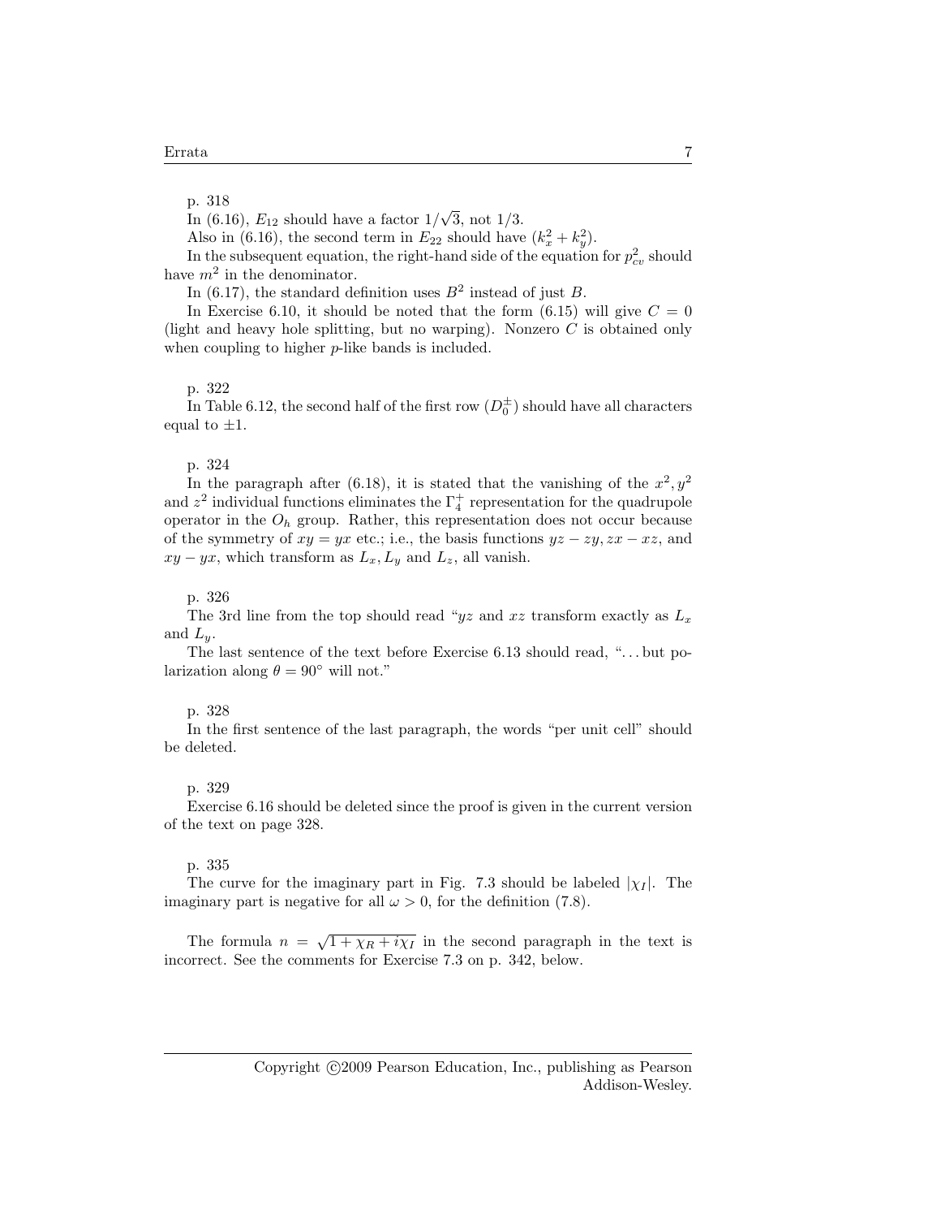p. 318

In (6.16), $E_{12}$ should have a factor $1/\sqrt{3}$, not $1/3$.

Also in (6.16), the second term in $E_{22}$ should have $(k_x^2 + k_y^2)$.

In the subsequent equation, the right-hand side of the equation for $p_{cv}^2$ should have $m^2$ in the denominator.

In (6.17), the standard definition uses $B^2$ instead of just $B$.

In Exercise 6.10, it should be noted that the form (6.15) will give $C = 0$ (light and heavy hole splitting, but no warping). Nonzero $C$ is obtained only when coupling to higher $p$-like bands is included.

p. 322

In Table 6.12, the second half of the first row ($D_0^{\pm}$) should have all characters equal to $\pm 1$.

p. 324

In the paragraph after (6.18), it is stated that the vanishing of the $x^2, y^2$ and $z^2$ individual functions eliminates the $\Gamma_4^+$ representation for the quadrupole operator in the $O_h$ group. Rather, this representation does not occur because of the symmetry of $xy = yx$ etc.; i.e., the basis functions $yz - zy, zx - xz$, and $xy - yx$, which transform as $L_x, L_y$ and $L_z$, all vanish.

p. 326

The 3rd line from the top should read "$yz$ and $xz$ transform exactly as $L_x$ and $L_y$.

The last sentence of the text before Exercise 6.13 should read, "... but polarization along $\theta = 90^\circ$ will not."

p. 328

In the first sentence of the last paragraph, the words "per unit cell" should be deleted.

p. 329

Exercise 6.16 should be deleted since the proof is given in the current version of the text on page 328.

p. 335

The curve for the imaginary part in Fig. 7.3 should be labeled $|\chi_I|$. The imaginary part is negative for all $\omega > 0$, for the definition (7.8).

The formula $n = \sqrt{1 + \chi_R + i\chi_I}$ in the second paragraph in the text is incorrect. See the comments for Exercise 7.3 on p. 342, below.

Copyright ©2009 Pearson Education, Inc., publishing as Pearson Addison-Wesley.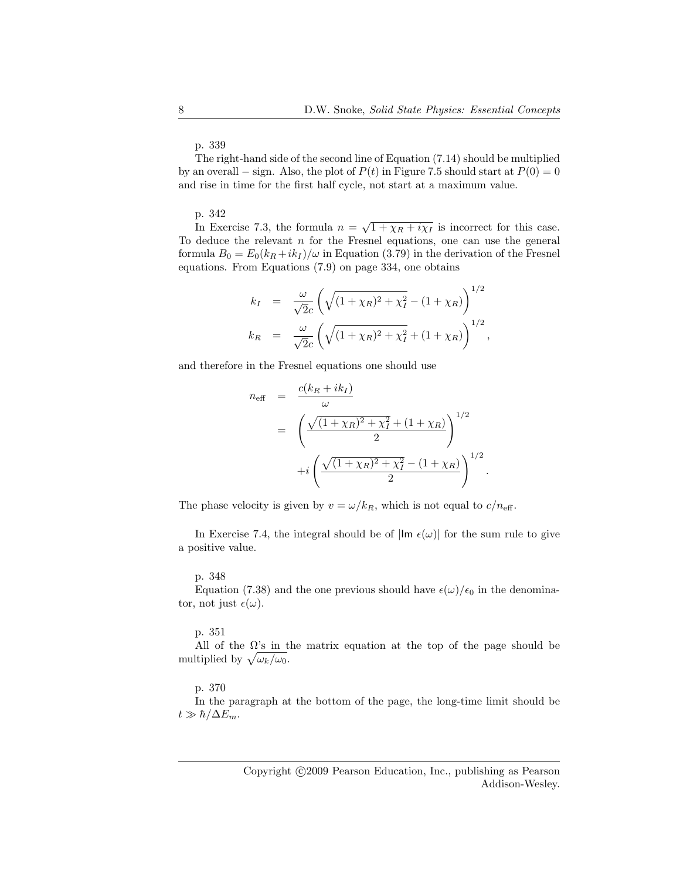p. 339

The right-hand side of the second line of Equation (7.14) should be multiplied by an overall $-$ sign. Also, the plot of $P(t)$ in Figure 7.5 should start at $P(0) = 0$ and rise in time for the first half cycle, not start at a maximum value.

p. 342

In Exercise 7.3, the formula $n = \sqrt{1 + \chi_R + i\chi_I}$ is incorrect for this case. To deduce the relevant $n$ for the Fresnel equations, one can use the general formula $B_0 = E_0(k_R + ik_I)/\omega$ in Equation (3.79) in the derivation of the Fresnel equations. From Equations (7.9) on page 334, one obtains

$$
\begin{aligned}
k_I &= \frac{\omega}{\sqrt{2}c}\left(\sqrt{(1+\chi_R)^2 + \chi_I^2} - (1+\chi_R)\right)^{1/2} \\
k_R &= \frac{\omega}{\sqrt{2}c}\left(\sqrt{(1+\chi_R)^2 + \chi_I^2} + (1+\chi_R)\right)^{1/2},
\end{aligned}
$$

and therefore in the Fresnel equations one should use

$$
\begin{aligned}
n_{\text{eff}} &= \frac{c(k_R + ik_I)}{\omega} \\
&= \left(\frac{\sqrt{(1+\chi_R)^2 + \chi_I^2} + (1+\chi_R)}{2}\right)^{1/2} \\
&\quad + i\left(\frac{\sqrt{(1+\chi_R)^2 + \chi_I^2} - (1+\chi_R)}{2}\right)^{1/2}.
\end{aligned}
$$

The phase velocity is given by $v = \omega/k_R$, which is not equal to $c/n_{\text{eff}}$.

In Exercise 7.4, the integral should be of $|\text{Im}\ \epsilon(\omega)|$ for the sum rule to give a positive value.

p. 348

Equation (7.38) and the one previous should have $\epsilon(\omega)/\epsilon_0$ in the denominator, not just $\epsilon(\omega)$.

p. 351

All of the $\Omega$'s in the matrix equation at the top of the page should be multiplied by $\sqrt{\omega_k/\omega_0}$.

p. 370

In the paragraph at the bottom of the page, the long-time limit should be $t \gg \hbar/\Delta E_m$.

Copyright ©2009 Pearson Education, Inc., publishing as Pearson Addison-Wesley.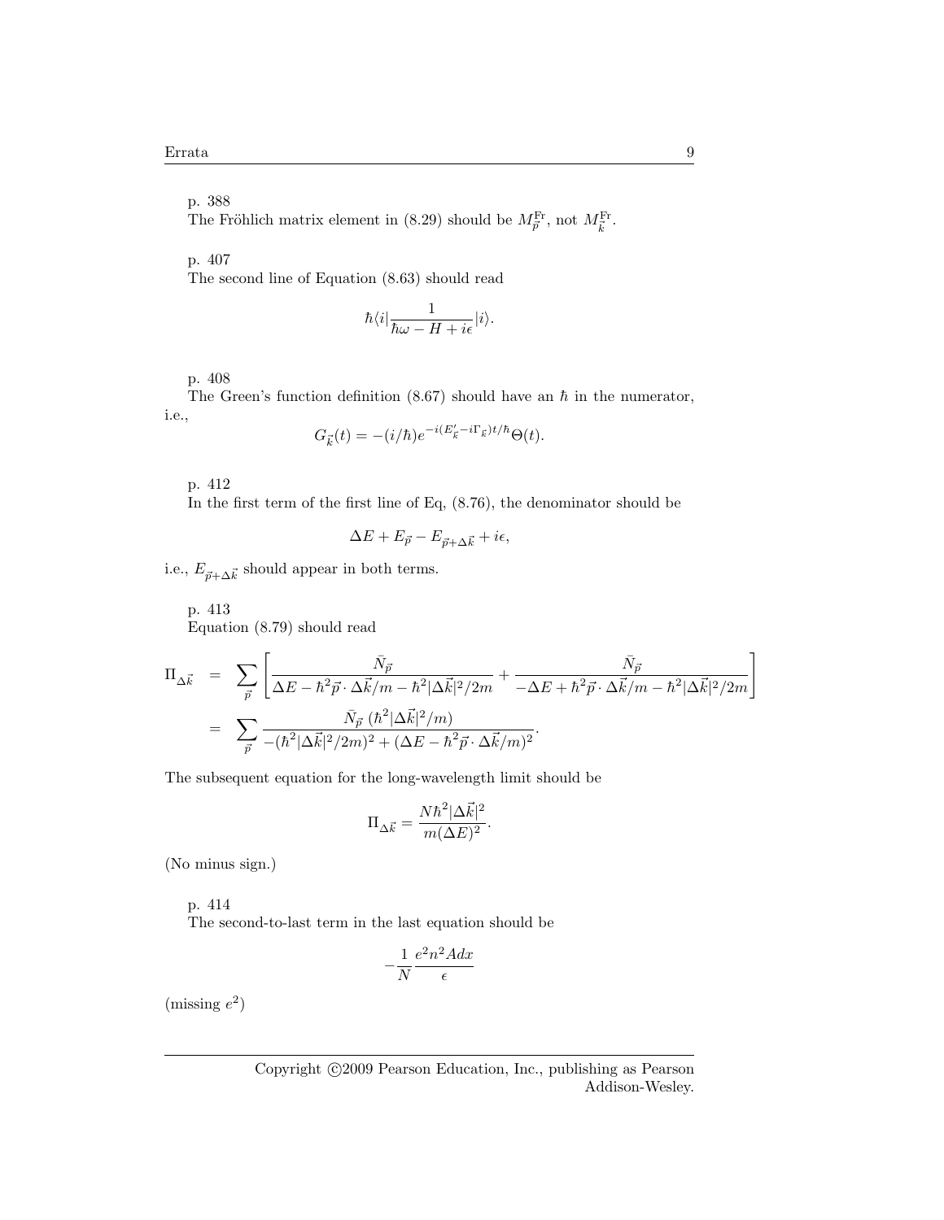p. 388

The Fröhlich matrix element in (8.29) should be $M^{\rm Fr}_{\vec{p}}$, not $M^{\rm Fr}_{\vec{k}}$.

p. 407

The second line of Equation (8.63) should read

$$\hbar\langle i|\frac{1}{\hbar\omega - H + i\epsilon}|i\rangle.$$

p. 408

The Green's function definition (8.67) should have an $\hbar$ in the numerator, i.e.,

$$G_{\vec{k}}(t) = -(i/\hbar)e^{-i(E'_{\vec{k}} - i\Gamma_{\vec{k}})t/\hbar}\Theta(t).$$

p. 412

In the first term of the first line of Eq, (8.76), the denominator should be

$$\Delta E + E_{\vec{p}} - E_{\vec{p}+\Delta\vec{k}} + i\epsilon,$$

i.e., $E_{\vec{p}+\Delta\vec{k}}$ should appear in both terms.

p. 413

Equation (8.79) should read

$$\begin{aligned}
\Pi_{\Delta\vec{k}} &= \sum_{\vec{p}}\left[\frac{\bar{N}_{\vec{p}}}{\Delta E - \hbar^2\vec{p}\cdot\Delta\vec{k}/m - \hbar^2|\Delta\vec{k}|^2/2m} + \frac{\bar{N}_{\vec{p}}}{-\Delta E + \hbar^2\vec{p}\cdot\Delta\vec{k}/m - \hbar^2|\Delta\vec{k}|^2/2m}\right] \\
&= \sum_{\vec{p}}\frac{\bar{N}_{\vec{p}}\ (\hbar^2|\Delta\vec{k}|^2/m)}{-(\hbar^2|\Delta\vec{k}|^2/2m)^2 + (\Delta E - \hbar^2\vec{p}\cdot\Delta\vec{k}/m)^2}.
\end{aligned}$$

The subsequent equation for the long-wavelength limit should be

$$\Pi_{\Delta\vec{k}} = \frac{N\hbar^2|\Delta\vec{k}|^2}{m(\Delta E)^2}.$$

(No minus sign.)

p. 414

The second-to-last term in the last equation should be

$$-\frac{1}{N}\frac{e^2n^2Adx}{\epsilon}$$

(missing $e^2$)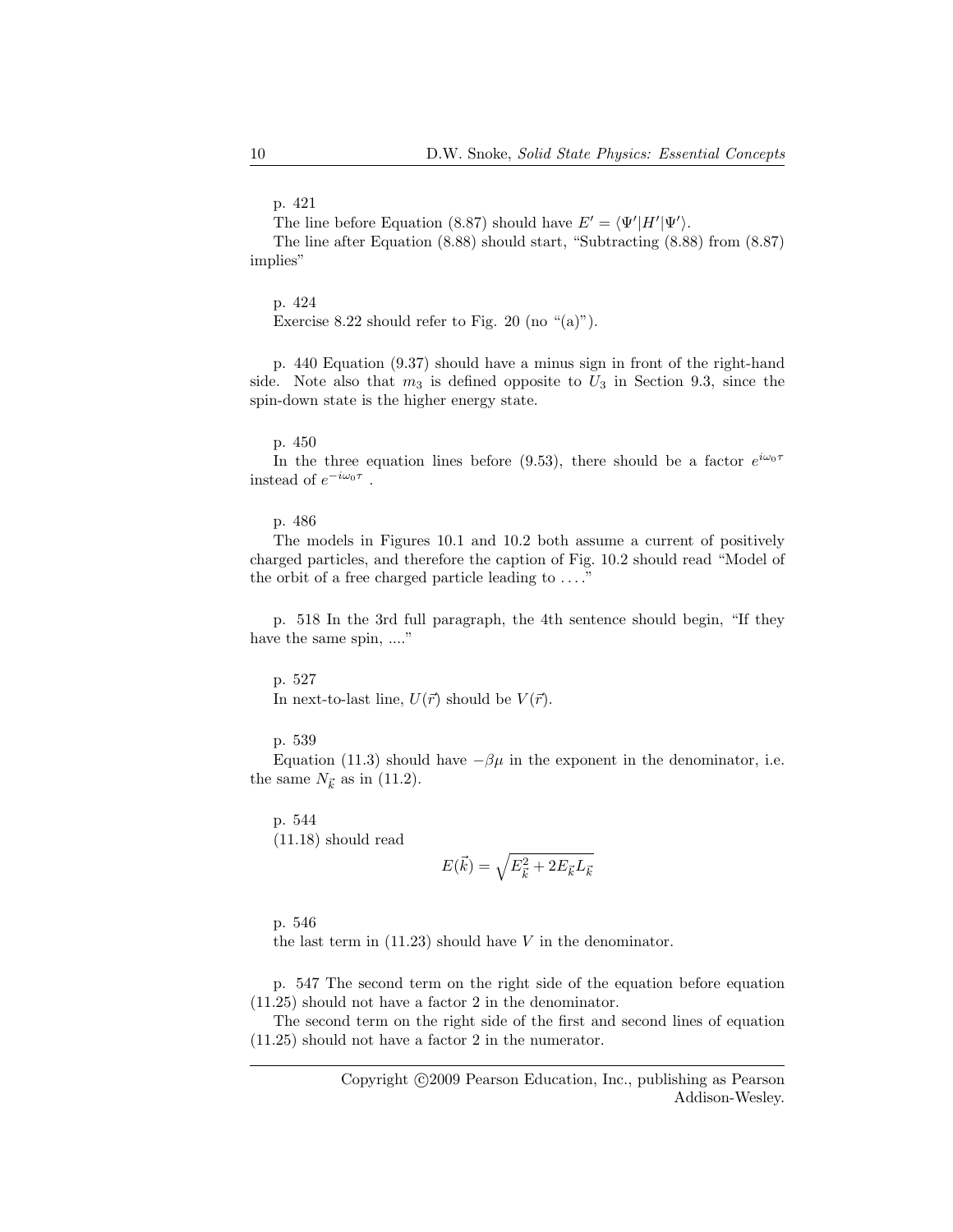p. 421

The line before Equation (8.87) should have $E' = \langle\Psi'|H'|\Psi'\rangle$.

The line after Equation (8.88) should start, "Subtracting (8.88) from (8.87) implies"

p. 424

Exercise 8.22 should refer to Fig. 20 (no "(a)").

p. 440 Equation (9.37) should have a minus sign in front of the right-hand side. Note also that $m_3$ is defined opposite to $U_3$ in Section 9.3, since the spin-down state is the higher energy state.

p. 450

In the three equation lines before (9.53), there should be a factor $e^{i\omega_0\tau}$ instead of $e^{-i\omega_0\tau}$ .

p. 486

The models in Figures 10.1 and 10.2 both assume a current of positively charged particles, and therefore the caption of Fig. 10.2 should read "Model of the orbit of a free charged particle leading to . . . ."

p. 518 In the 3rd full paragraph, the 4th sentence should begin, "If they have the same spin, ...."

p. 527

In next-to-last line, $U(\vec{r})$ should be $V(\vec{r})$.

p. 539

Equation (11.3) should have $-\beta\mu$ in the exponent in the denominator, i.e. the same $N_{\vec{k}}$ as in (11.2).

p. 544

(11.18) should read

$$E(\vec{k}) = \sqrt{E_{\vec{k}}^2 + 2E_{\vec{k}}L_{\vec{k}}}$$

p. 546

the last term in (11.23) should have $V$ in the denominator.

p. 547 The second term on the right side of the equation before equation (11.25) should not have a factor 2 in the denominator.

The second term on the right side of the first and second lines of equation (11.25) should not have a factor 2 in the numerator.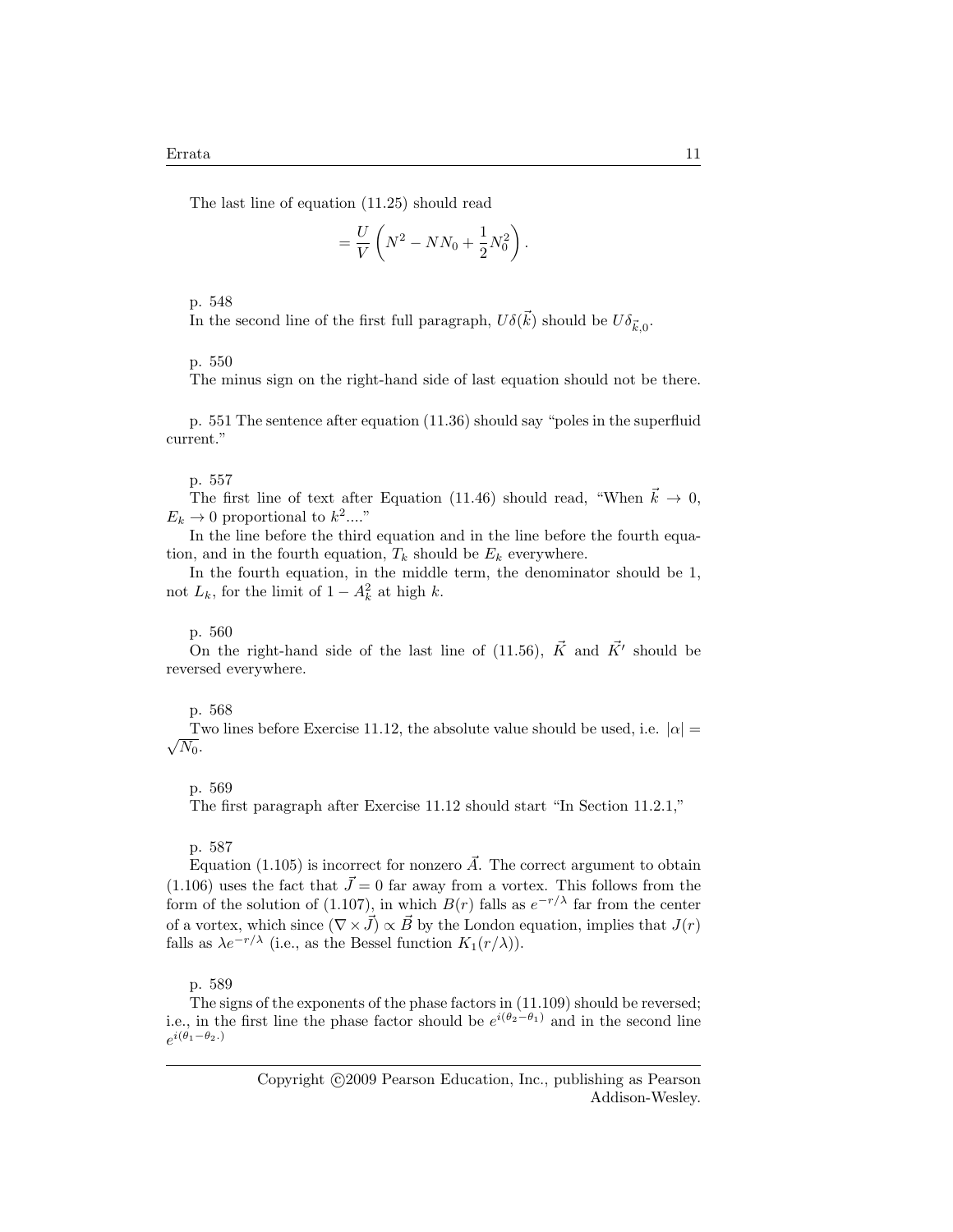The last line of equation (11.25) should read

$$= \frac{U}{V}\left(N^2 - NN_0 + \frac{1}{2}N_0^2\right).$$

p. 548

In the second line of the first full paragraph, $U\delta(\vec{k})$ should be $U\delta_{\vec{k},0}$.

p. 550

The minus sign on the right-hand side of last equation should not be there.

p. 551 The sentence after equation (11.36) should say "poles in the superfluid current."

p. 557

The first line of text after Equation (11.46) should read, "When $\vec{k} \to 0$, $E_k \to 0$ proportional to $k^2$...."

In the line before the third equation and in the line before the fourth equation, and in the fourth equation, $T_k$ should be $E_k$ everywhere.

In the fourth equation, in the middle term, the denominator should be 1, not $L_k$, for the limit of $1 - A_k^2$ at high $k$.

p. 560

On the right-hand side of the last line of (11.56), $\vec{K}$ and $\vec{K}'$ should be reversed everywhere.

p. 568

Two lines before Exercise 11.12, the absolute value should be used, i.e. $|\alpha| = \sqrt{N_0}$.

p. 569

The first paragraph after Exercise 11.12 should start "In Section 11.2.1,"

p. 587

Equation (1.105) is incorrect for nonzero $\vec{A}$. The correct argument to obtain (1.106) uses the fact that $\vec{J} = 0$ far away from a vortex. This follows from the form of the solution of (1.107), in which $B(r)$ falls as $e^{-r/\lambda}$ far from the center of a vortex, which since $(\nabla \times \vec{J}) \propto \vec{B}$ by the London equation, implies that $J(r)$ falls as $\lambda e^{-r/\lambda}$ (i.e., as the Bessel function $K_1(r/\lambda)$).

p. 589

The signs of the exponents of the phase factors in (11.109) should be reversed; i.e., in the first line the phase factor should be $e^{i(\theta_2-\theta_1)}$ and in the second line $e^{i(\theta_1-\theta_2.)}$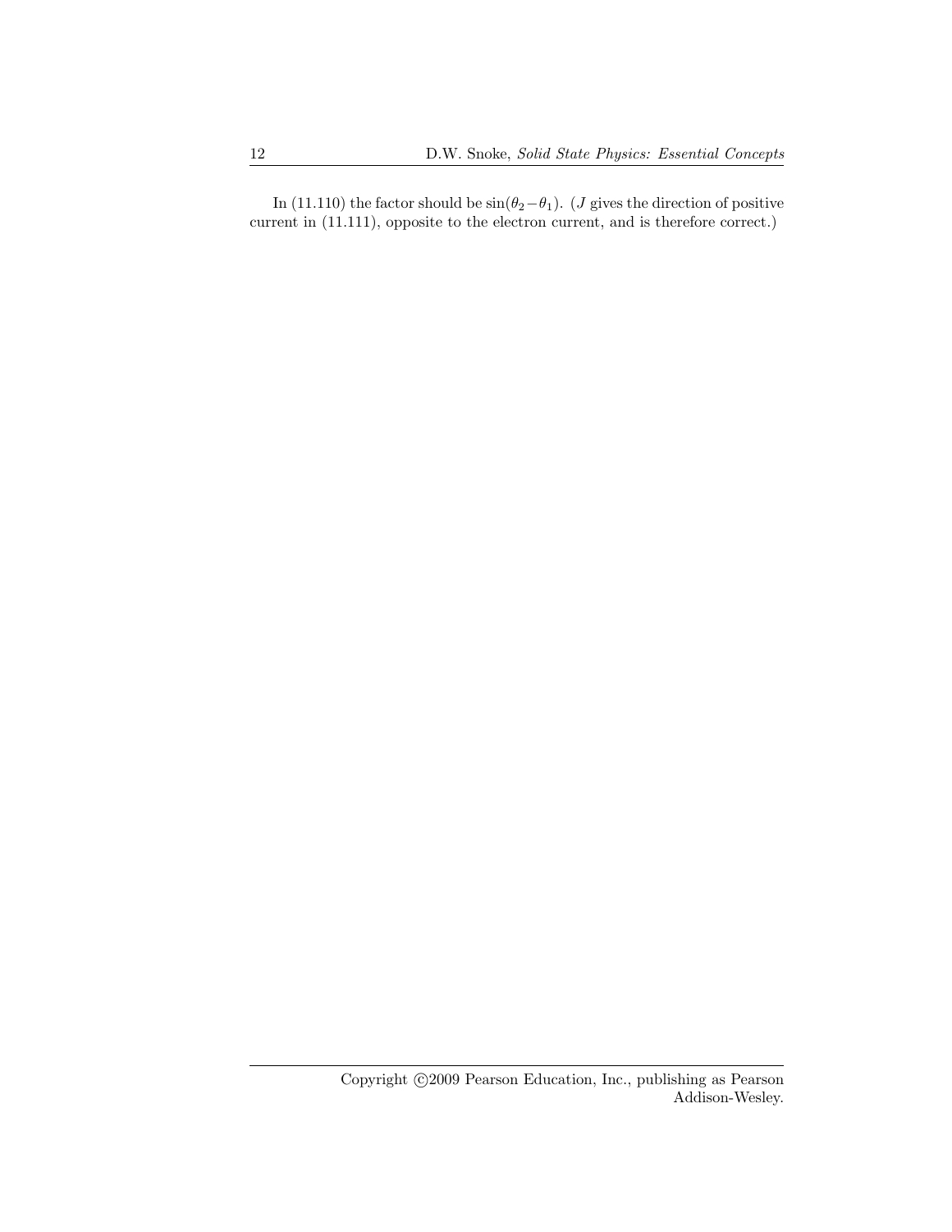In (11.110) the factor should be $\sin(\theta_2 - \theta_1)$. ($J$ gives the direction of positive current in (11.111), opposite to the electron current, and is therefore correct.)

Copyright ©2009 Pearson Education, Inc., publishing as Pearson Addison-Wesley.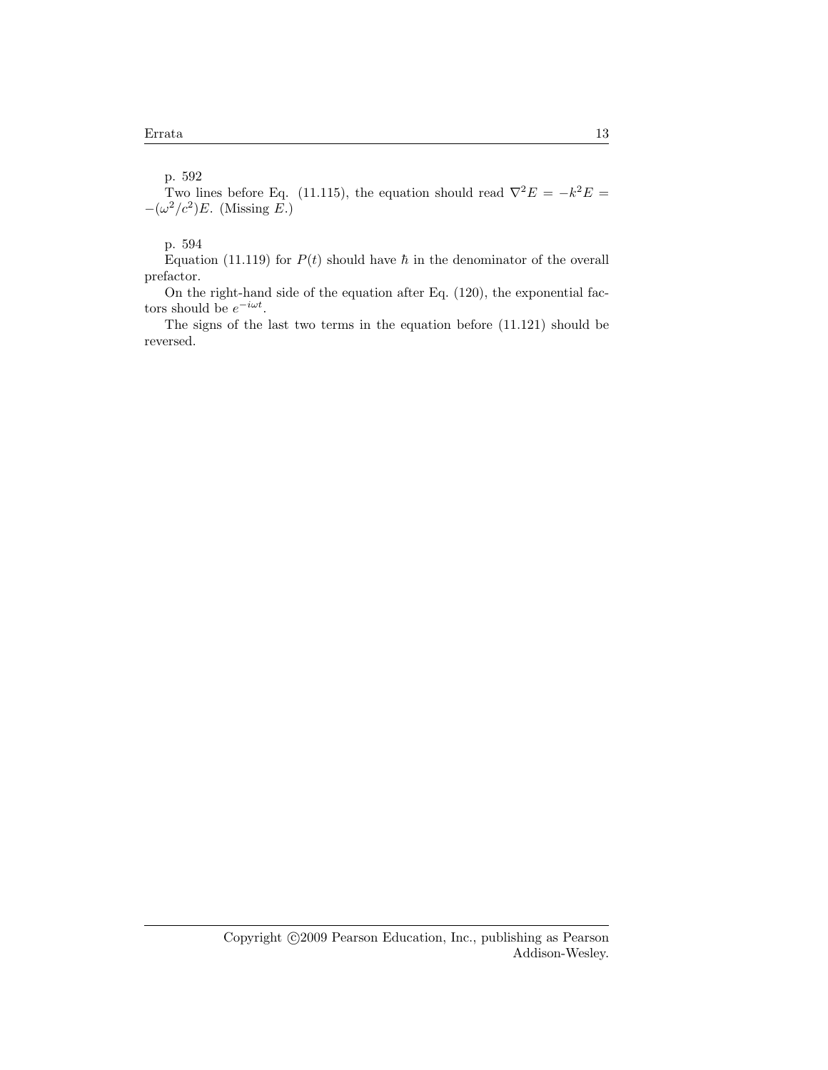p. 592

Two lines before Eq. (11.115), the equation should read $\nabla^2 E = -k^2 E = -(\omega^2/c^2)E$. (Missing $E$.)

p. 594

Equation (11.119) for $P(t)$ should have $\hbar$ in the denominator of the overall prefactor.

On the right-hand side of the equation after Eq. (120), the exponential factors should be $e^{-i\omega t}$.

The signs of the last two terms in the equation before (11.121) should be reversed.

Copyright ©2009 Pearson Education, Inc., publishing as Pearson Addison-Wesley.